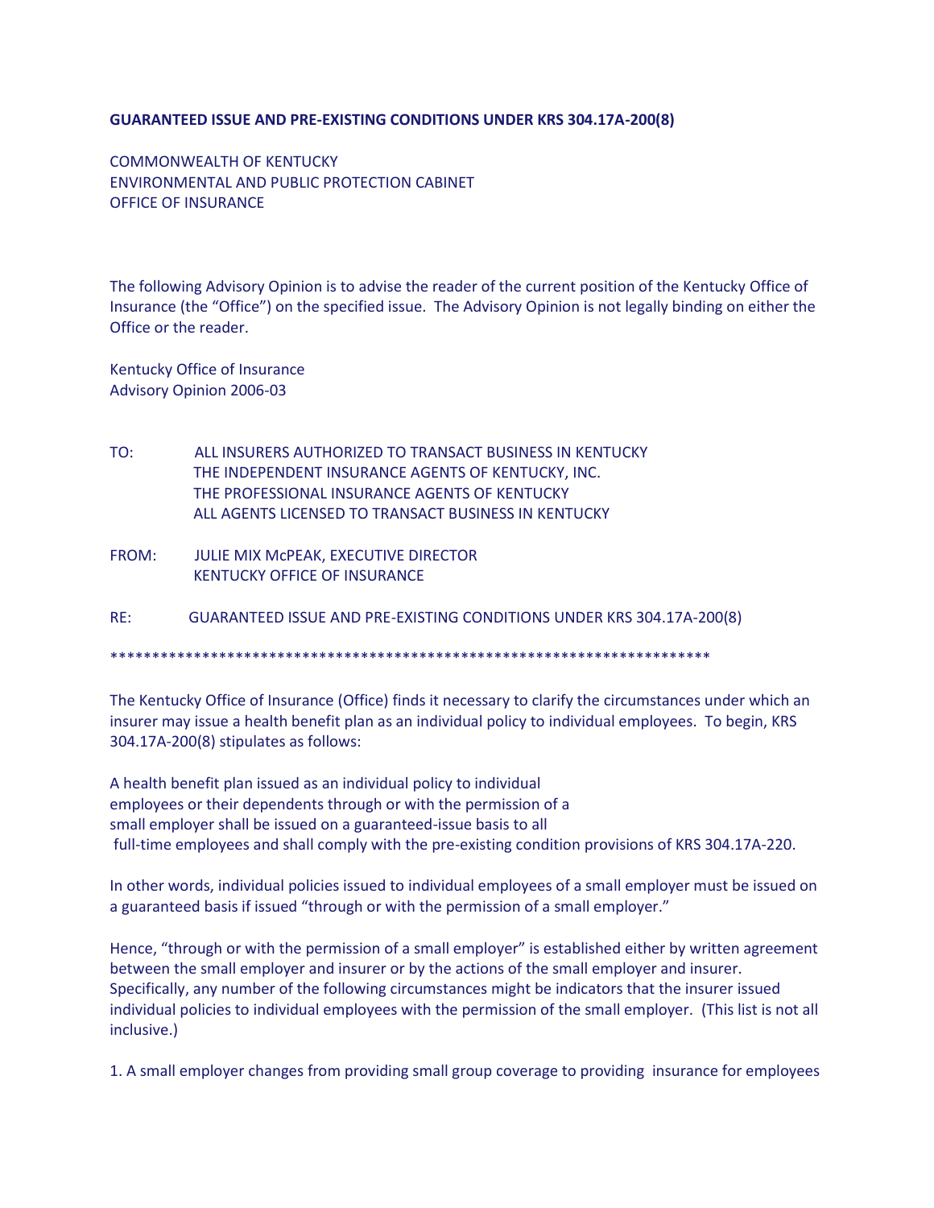**GUARANTEED ISSUE AND PRE-EXISTING CONDITIONS UNDER KRS 304.17A-200(8)**

COMMONWEALTH OF KENTUCKY
ENVIRONMENTAL AND PUBLIC PROTECTION CABINET
OFFICE OF INSURANCE

The following Advisory Opinion is to advise the reader of the current position of the Kentucky Office of Insurance (the "Office") on the specified issue. The Advisory Opinion is not legally binding on either the Office or the reader.

Kentucky Office of Insurance
Advisory Opinion 2006-03

TO: ALL INSURERS AUTHORIZED TO TRANSACT BUSINESS IN KENTUCKY
THE INDEPENDENT INSURANCE AGENTS OF KENTUCKY, INC.
THE PROFESSIONAL INSURANCE AGENTS OF KENTUCKY
ALL AGENTS LICENSED TO TRANSACT BUSINESS IN KENTUCKY

FROM: JULIE MIX McPEAK, EXECUTIVE DIRECTOR
KENTUCKY OFFICE OF INSURANCE

RE: GUARANTEED ISSUE AND PRE-EXISTING CONDITIONS UNDER KRS 304.17A-200(8)

***************************************************************************

The Kentucky Office of Insurance (Office) finds it necessary to clarify the circumstances under which an insurer may issue a health benefit plan as an individual policy to individual employees. To begin, KRS 304.17A-200(8) stipulates as follows:

A health benefit plan issued as an individual policy to individual employees or their dependents through or with the permission of a small employer shall be issued on a guaranteed-issue basis to all full-time employees and shall comply with the pre-existing condition provisions of KRS 304.17A-220.

In other words, individual policies issued to individual employees of a small employer must be issued on a guaranteed basis if issued "through or with the permission of a small employer."

Hence, "through or with the permission of a small employer" is established either by written agreement between the small employer and insurer or by the actions of the small employer and insurer. Specifically, any number of the following circumstances might be indicators that the insurer issued individual policies to individual employees with the permission of the small employer. (This list is not all inclusive.)

1. A small employer changes from providing small group coverage to providing insurance for employees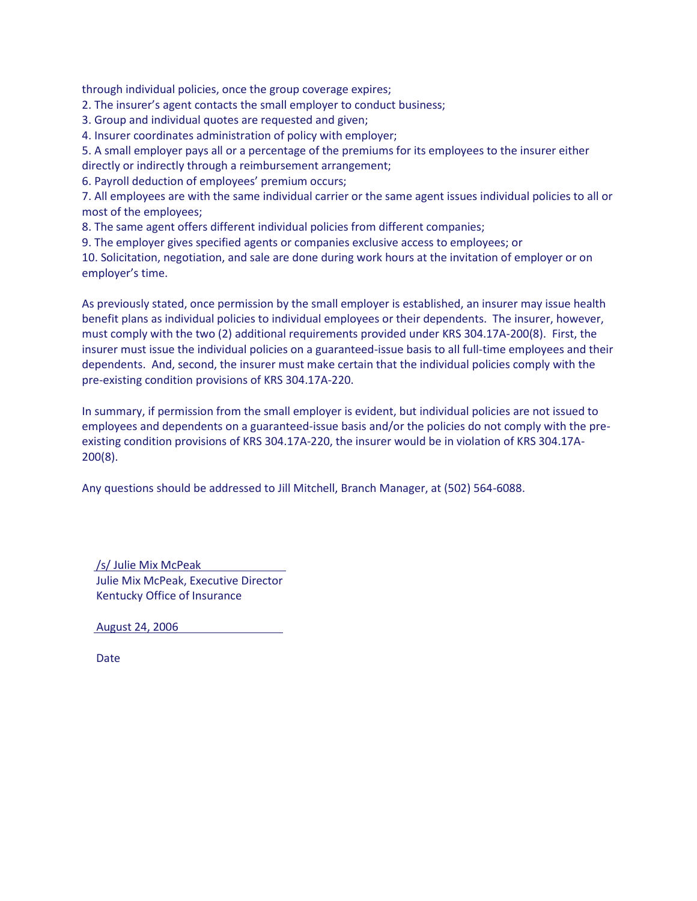through individual policies, once the group coverage expires;

2. The insurer's agent contacts the small employer to conduct business;
3. Group and individual quotes are requested and given;
4. Insurer coordinates administration of policy with employer;
5. A small employer pays all or a percentage of the premiums for its employees to the insurer either directly or indirectly through a reimbursement arrangement;
6. Payroll deduction of employees' premium occurs;
7. All employees are with the same individual carrier or the same agent issues individual policies to all or most of the employees;
8. The same agent offers different individual policies from different companies;
9. The employer gives specified agents or companies exclusive access to employees; or
10. Solicitation, negotiation, and sale are done during work hours at the invitation of employer or on employer's time.

As previously stated, once permission by the small employer is established, an insurer may issue health benefit plans as individual policies to individual employees or their dependents. The insurer, however, must comply with the two (2) additional requirements provided under KRS 304.17A-200(8). First, the insurer must issue the individual policies on a guaranteed-issue basis to all full-time employees and their dependents. And, second, the insurer must make certain that the individual policies comply with the pre-existing condition provisions of KRS 304.17A-220.

In summary, if permission from the small employer is evident, but individual policies are not issued to employees and dependents on a guaranteed-issue basis and/or the policies do not comply with the pre-existing condition provisions of KRS 304.17A-220, the insurer would be in violation of KRS 304.17A-200(8).

Any questions should be addressed to Jill Mitchell, Branch Manager, at (502) 564-6088.

/s/ Julie Mix McPeak

Julie Mix McPeak, Executive Director
Kentucky Office of Insurance

August 24, 2006

Date